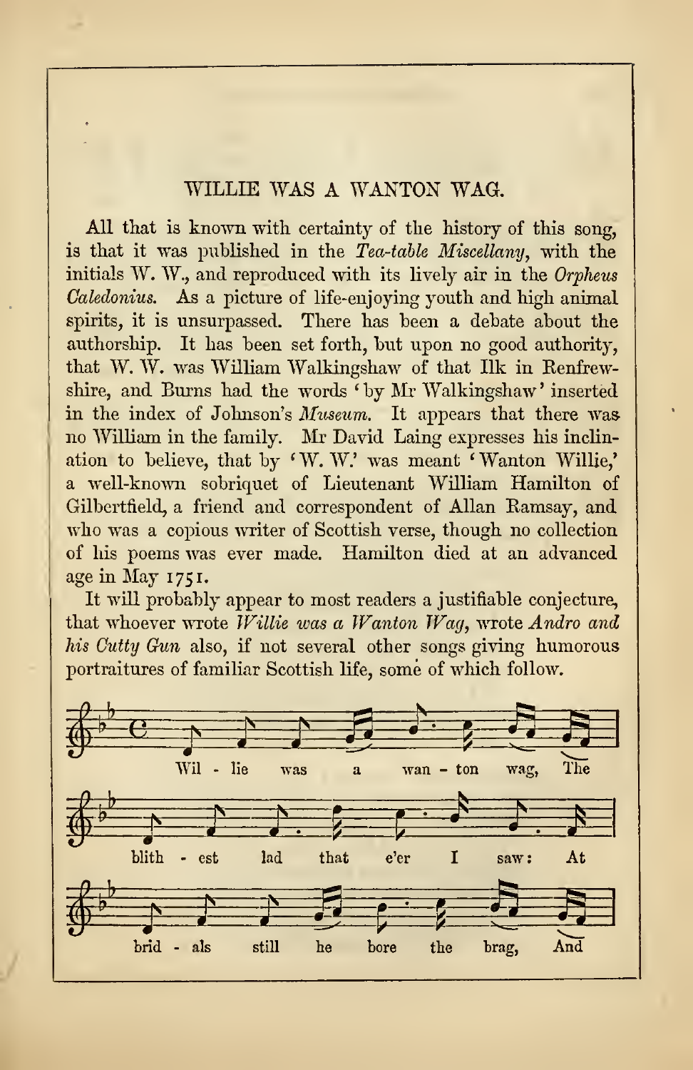## WILLIE WAS A WANTON WAG.

All that is known with certainty of the history of this song, is that it was published in the *Tea-table Miscellany*, with the initials W. W., and reproduced with its lively air in the *Orpheus Caledonius*. As a picture of life-enjoying youth and high animal spirits, it is unsurpassed. There has been a debate about the authorship. It has been set forth, but upon no good authority, that W. W. was William Walkingshaw of that Ilk in Renfrewshire, and Burns had the words 'by Mr Walkingshaw' inserted in the index of Johnson's *Museum*. It appears that there was no William in the family. Mr David Laing expresses his inclination to believe, that by 'W. W.' was meant 'Wanton Willie,' a well-known sobriquet of Lieutenant William Hamilton of Gilbertfield, a friend and correspondent of Allan Ramsay, and who was a copious writer of Scottish verse, though no collection of his poems was ever made. Hamilton died at an advanced age in May 1751.

It will probably appear to most readers a justifiable conjecture, that whoever wrote *Willie was a Wanton Wag*, wrote *Andro and his Cutty Gun* also, if not several other songs giving humorous portraitures of familiar Scottish life, some of which follow.

Wil - lie was a wan - ton wag, The

blith - est lad that e'er I saw: At

brid - als still he bore the brag, And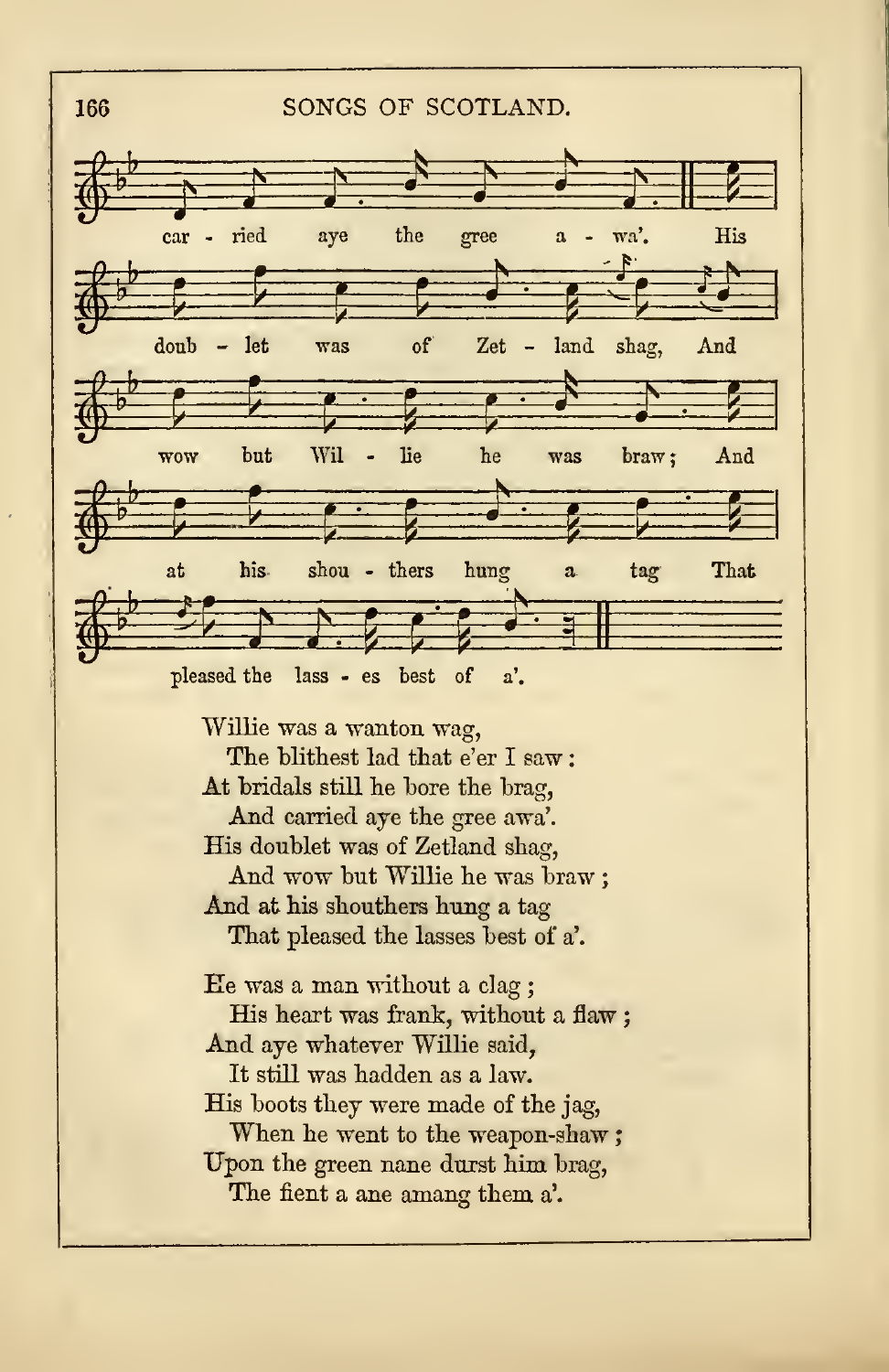car - ried aye the gree a - wa'. His

doub - let was of Zet - land shag, And

wow but Wil - lie he was braw; And

at his shou - thers hung a tag That

pleased the lass - es best of a'.

Willie was a wanton wag,
  The blithest lad that e'er I saw:
At bridals still he bore the brag,
  And carried aye the gree awa'.
His doublet was of Zetland shag,
  And wow but Willie he was braw;
And at his shouthers hung a tag
  That pleased the lasses best of a'.

He was a man without a clag;
  His heart was frank, without a flaw;
And aye whatever Willie said,
  It still was hadden as a law.
His boots they were made of the jag,
  When he went to the weapon-shaw;
Upon the green nane durst him brag,
  The fient a ane amang them a'.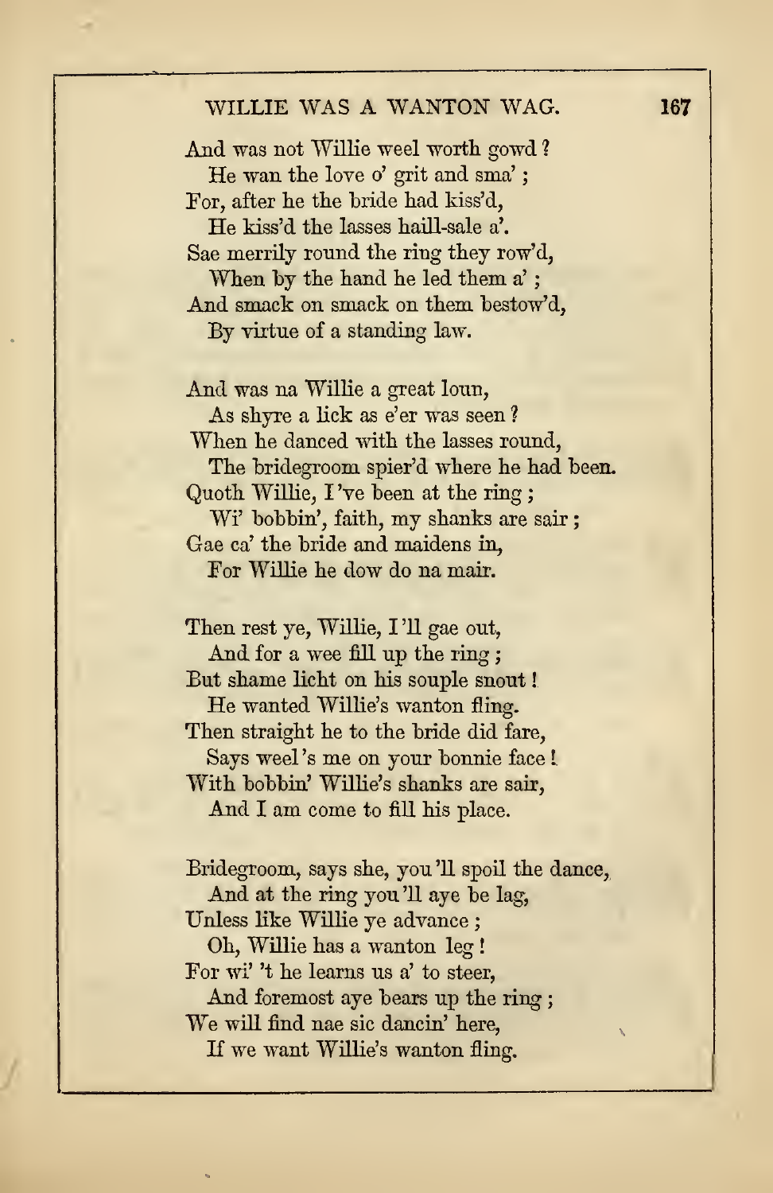And was not Willie weel worth gowd?
  He wan the love o' grit and sma';
For, after he the bride had kiss'd,
  He kiss'd the lasses haill-sale a'.
Sae merrily round the ring they row'd,
  When by the hand he led them a';
And smack on smack on them bestow'd,
  By virtue of a standing law.

And was na Willie a great loun,
  As shyre a lick as e'er was seen?
When he danced with the lasses round,
  The bridegroom spier'd where he had been.
Quoth Willie, I've been at the ring;
  Wi' bobbin', faith, my shanks are sair;
Gae ca' the bride and maidens in,
  For Willie he dow do na mair.

Then rest ye, Willie, I'll gae out,
  And for a wee fill up the ring;
But shame licht on his souple snout!
  He wanted Willie's wanton fling.
Then straight he to the bride did fare,
  Says weel's me on your bonnie face!
With bobbin' Willie's shanks are sair,
  And I am come to fill his place.

Bridegroom, says she, you'll spoil the dance,
  And at the ring you'll aye be lag,
Unless like Willie ye advance;
  Oh, Willie has a wanton leg!
For wi' 't he learns us a' to steer,
  And foremost aye bears up the ring;
We will find nae sic dancin' here,
  If we want Willie's wanton fling.